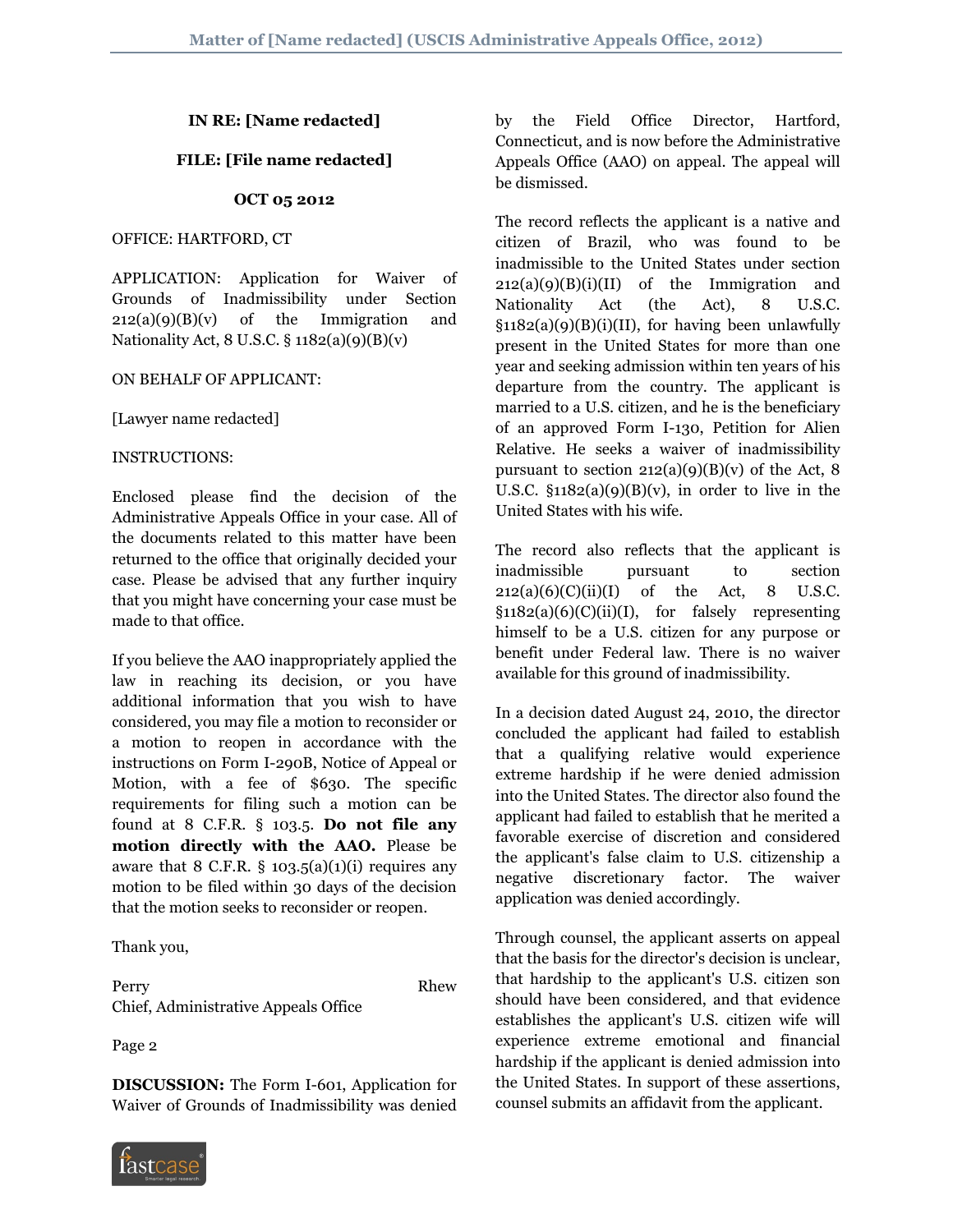**IN RE: [Name redacted]**

**FILE: [File name redacted]**

**OCT 05 2012**

OFFICE: HARTFORD, CT

APPLICATION: Application for Waiver of Grounds of Inadmissibility under Section 212(a)(9)(B)(v) of the Immigration and Nationality Act, 8 U.S.C. § 1182(a)(9)(B)(v)

ON BEHALF OF APPLICANT:

[Lawyer name redacted]

INSTRUCTIONS:

Enclosed please find the decision of the Administrative Appeals Office in your case. All of the documents related to this matter have been returned to the office that originally decided your case. Please be advised that any further inquiry that you might have concerning your case must be made to that office.

If you believe the AAO inappropriately applied the law in reaching its decision, or you have additional information that you wish to have considered, you may file a motion to reconsider or a motion to reopen in accordance with the instructions on Form I-290B, Notice of Appeal or Motion, with a fee of $630. The specific requirements for filing such a motion can be found at 8 C.F.R. § 103.5. **Do not file any motion directly with the AAO.** Please be aware that 8 C.F.R. § 103.5(a)(1)(i) requires any motion to be filed within 30 days of the decision that the motion seeks to reconsider or reopen.

Thank you,

Perry Rhew
Chief, Administrative Appeals Office

Page 2

**DISCUSSION:** The Form I-601, Application for Waiver of Grounds of Inadmissibility was denied by the Field Office Director, Hartford, Connecticut, and is now before the Administrative Appeals Office (AAO) on appeal. The appeal will be dismissed.

The record reflects the applicant is a native and citizen of Brazil, who was found to be inadmissible to the United States under section 212(a)(9)(B)(i)(II) of the Immigration and Nationality Act (the Act), 8 U.S.C. §1182(a)(9)(B)(i)(II), for having been unlawfully present in the United States for more than one year and seeking admission within ten years of his departure from the country. The applicant is married to a U.S. citizen, and he is the beneficiary of an approved Form I-130, Petition for Alien Relative. He seeks a waiver of inadmissibility pursuant to section 212(a)(9)(B)(v) of the Act, 8 U.S.C. §1182(a)(9)(B)(v), in order to live in the United States with his wife.

The record also reflects that the applicant is inadmissible pursuant to section 212(a)(6)(C)(ii)(I) of the Act, 8 U.S.C. §1182(a)(6)(C)(ii)(I), for falsely representing himself to be a U.S. citizen for any purpose or benefit under Federal law. There is no waiver available for this ground of inadmissibility.

In a decision dated August 24, 2010, the director concluded the applicant had failed to establish that a qualifying relative would experience extreme hardship if he were denied admission into the United States. The director also found the applicant had failed to establish that he merited a favorable exercise of discretion and considered the applicant's false claim to U.S. citizenship a negative discretionary factor. The waiver application was denied accordingly.

Through counsel, the applicant asserts on appeal that the basis for the director's decision is unclear, that hardship to the applicant's U.S. citizen son should have been considered, and that evidence establishes the applicant's U.S. citizen wife will experience extreme emotional and financial hardship if the applicant is denied admission into the United States. In support of these assertions, counsel submits an affidavit from the applicant.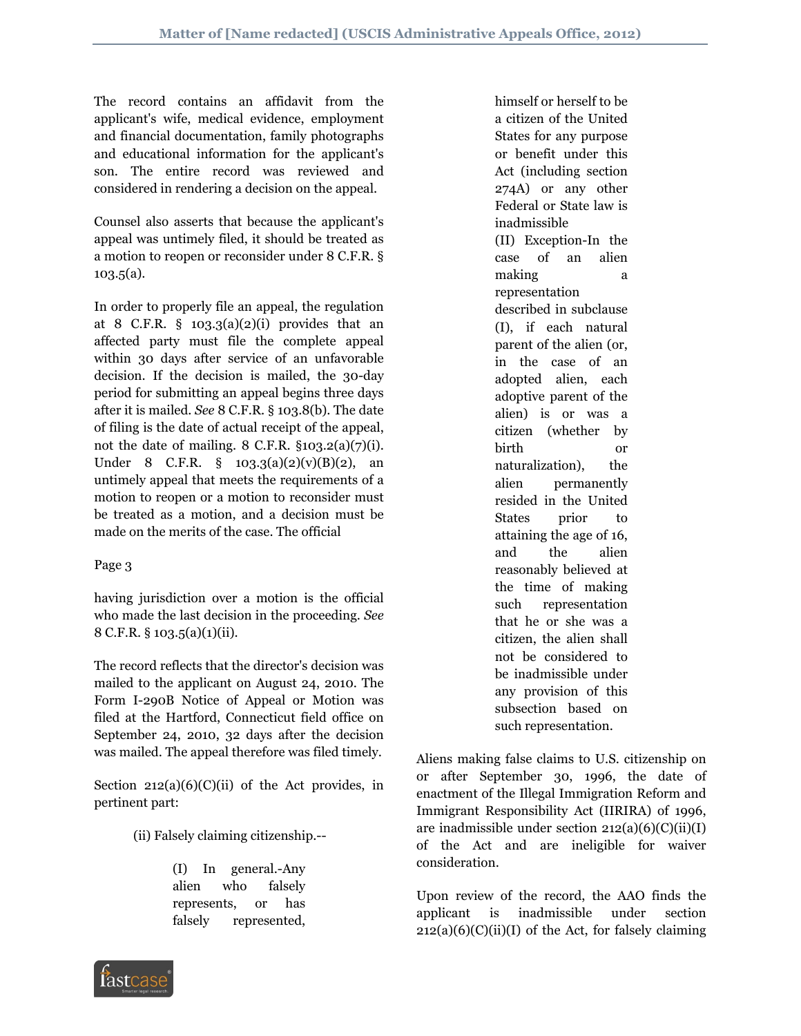The record contains an affidavit from the applicant's wife, medical evidence, employment and financial documentation, family photographs and educational information for the applicant's son. The entire record was reviewed and considered in rendering a decision on the appeal.

Counsel also asserts that because the applicant's appeal was untimely filed, it should be treated as a motion to reopen or reconsider under 8 C.F.R. § 103.5(a).

In order to properly file an appeal, the regulation at 8 C.F.R. § 103.3(a)(2)(i) provides that an affected party must file the complete appeal within 30 days after service of an unfavorable decision. If the decision is mailed, the 30-day period for submitting an appeal begins three days after it is mailed. *See* 8 C.F.R. § 103.8(b). The date of filing is the date of actual receipt of the appeal, not the date of mailing. 8 C.F.R. §103.2(a)(7)(i). Under 8 C.F.R. § 103.3(a)(2)(v)(B)(2), an untimely appeal that meets the requirements of a motion to reopen or a motion to reconsider must be treated as a motion, and a decision must be made on the merits of the case. The official

Page 3

having jurisdiction over a motion is the official who made the last decision in the proceeding. *See* 8 C.F.R. § 103.5(a)(1)(ii).

The record reflects that the director's decision was mailed to the applicant on August 24, 2010. The Form I-290B Notice of Appeal or Motion was filed at the Hartford, Connecticut field office on September 24, 2010, 32 days after the decision was mailed. The appeal therefore was filed timely.

Section 212(a)(6)(C)(ii) of the Act provides, in pertinent part:

> (ii) Falsely claiming citizenship.--
>
> > (I) In general.-Any alien who falsely represents, or has falsely represented, himself or herself to be a citizen of the United States for any purpose or benefit under this Act (including section 274A) or any other Federal or State law is inadmissible
> >
> > (II) Exception-In the case of an alien making a representation described in subclause (I), if each natural parent of the alien (or, in the case of an adopted alien, each adoptive parent of the alien) is or was a citizen (whether by birth or naturalization), the alien permanently resided in the United States prior to attaining the age of 16, and the alien reasonably believed at the time of making such representation that he or she was a citizen, the alien shall not be considered to be inadmissible under any provision of this subsection based on such representation.

Aliens making false claims to U.S. citizenship on or after September 30, 1996, the date of enactment of the Illegal Immigration Reform and Immigrant Responsibility Act (IIRIRA) of 1996, are inadmissible under section 212(a)(6)(C)(ii)(I) of the Act and are ineligible for waiver consideration.

Upon review of the record, the AAO finds the applicant is inadmissible under section 212(a)(6)(C)(ii)(I) of the Act, for falsely claiming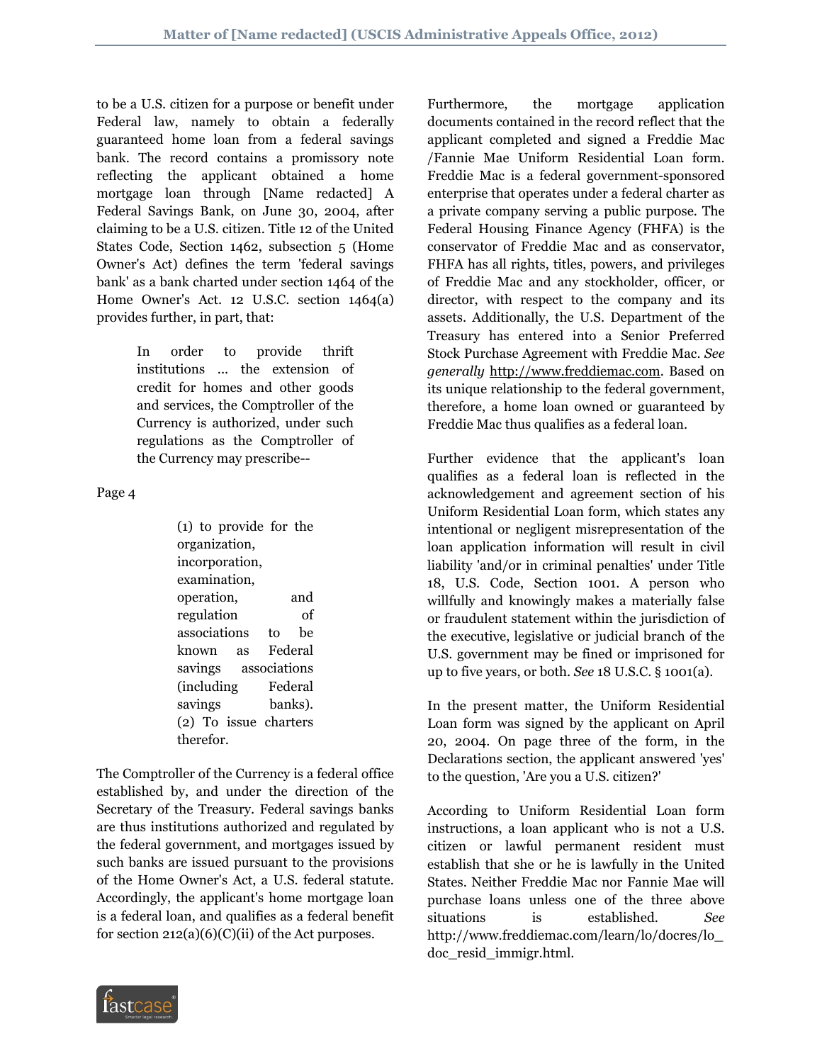to be a U.S. citizen for a purpose or benefit under Federal law, namely to obtain a federally guaranteed home loan from a federal savings bank. The record contains a promissory note reflecting the applicant obtained a home mortgage loan through [Name redacted] A Federal Savings Bank, on June 30, 2004, after claiming to be a U.S. citizen. Title 12 of the United States Code, Section 1462, subsection 5 (Home Owner's Act) defines the term 'federal savings bank' as a bank charted under section 1464 of the Home Owner's Act. 12 U.S.C. section 1464(a) provides further, in part, that:

> In order to provide thrift institutions ... the extension of credit for homes and other goods and services, the Comptroller of the Currency is authorized, under such regulations as the Comptroller of the Currency may prescribe--
>
> (1) to provide for the organization, incorporation, examination, operation, and regulation of associations to be known as Federal savings associations (including Federal savings banks). (2) To issue charters therefor.

The Comptroller of the Currency is a federal office established by, and under the direction of the Secretary of the Treasury. Federal savings banks are thus institutions authorized and regulated by the federal government, and mortgages issued by such banks are issued pursuant to the provisions of the Home Owner's Act, a U.S. federal statute. Accordingly, the applicant's home mortgage loan is a federal loan, and qualifies as a federal benefit for section 212(a)(6)(C)(ii) of the Act purposes.

Furthermore, the mortgage application documents contained in the record reflect that the applicant completed and signed a Freddie Mac /Fannie Mae Uniform Residential Loan form. Freddie Mac is a federal government-sponsored enterprise that operates under a federal charter as a private company serving a public purpose. The Federal Housing Finance Agency (FHFA) is the conservator of Freddie Mac and as conservator, FHFA has all rights, titles, powers, and privileges of Freddie Mac and any stockholder, officer, or director, with respect to the company and its assets. Additionally, the U.S. Department of the Treasury has entered into a Senior Preferred Stock Purchase Agreement with Freddie Mac. *See generally* http://www.freddiemac.com. Based on its unique relationship to the federal government, therefore, a home loan owned or guaranteed by Freddie Mac thus qualifies as a federal loan.

Further evidence that the applicant's loan qualifies as a federal loan is reflected in the acknowledgement and agreement section of his Uniform Residential Loan form, which states any intentional or negligent misrepresentation of the loan application information will result in civil liability 'and/or in criminal penalties' under Title 18, U.S. Code, Section 1001. A person who willfully and knowingly makes a materially false or fraudulent statement within the jurisdiction of the executive, legislative or judicial branch of the U.S. government may be fined or imprisoned for up to five years, or both. *See* 18 U.S.C. § 1001(a).

In the present matter, the Uniform Residential Loan form was signed by the applicant on April 20, 2004. On page three of the form, in the Declarations section, the applicant answered 'yes' to the question, 'Are you a U.S. citizen?'

According to Uniform Residential Loan form instructions, a loan applicant who is not a U.S. citizen or lawful permanent resident must establish that she or he is lawfully in the United States. Neither Freddie Mac nor Fannie Mae will purchase loans unless one of the three above situations is established. *See* http://www.freddiemac.com/learn/lo/docres/lo_doc_resid_immigr.html.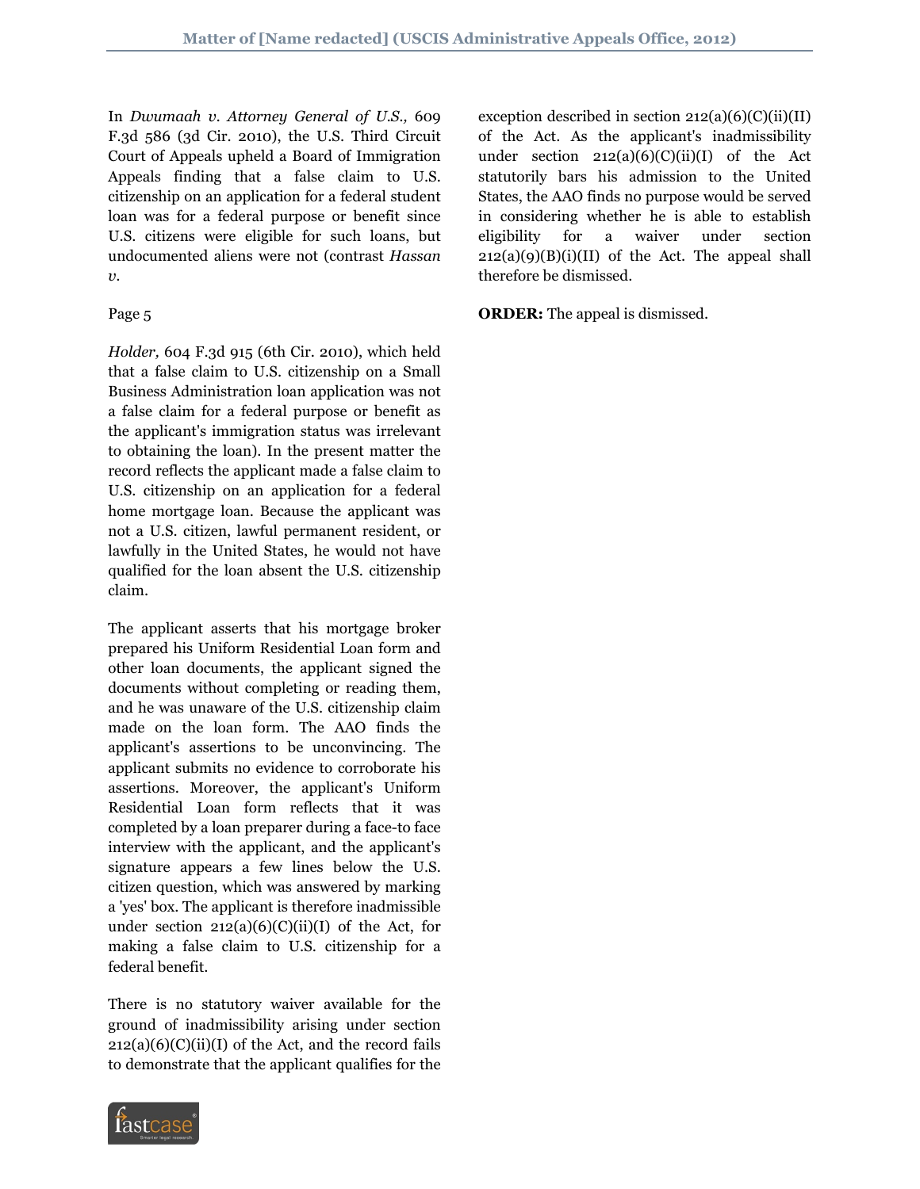In *Dwumaah v. Attorney General of U.S.,* 609 F.3d 586 (3d Cir. 2010), the U.S. Third Circuit Court of Appeals upheld a Board of Immigration Appeals finding that a false claim to U.S. citizenship on an application for a federal student loan was for a federal purpose or benefit since U.S. citizens were eligible for such loans, but undocumented aliens were not (contrast *Hassan v.*

Page 5

*Holder,* 604 F.3d 915 (6th Cir. 2010), which held that a false claim to U.S. citizenship on a Small Business Administration loan application was not a false claim for a federal purpose or benefit as the applicant's immigration status was irrelevant to obtaining the loan). In the present matter the record reflects the applicant made a false claim to U.S. citizenship on an application for a federal home mortgage loan. Because the applicant was not a U.S. citizen, lawful permanent resident, or lawfully in the United States, he would not have qualified for the loan absent the U.S. citizenship claim.

The applicant asserts that his mortgage broker prepared his Uniform Residential Loan form and other loan documents, the applicant signed the documents without completing or reading them, and he was unaware of the U.S. citizenship claim made on the loan form. The AAO finds the applicant's assertions to be unconvincing. The applicant submits no evidence to corroborate his assertions. Moreover, the applicant's Uniform Residential Loan form reflects that it was completed by a loan preparer during a face-to face interview with the applicant, and the applicant's signature appears a few lines below the U.S. citizen question, which was answered by marking a 'yes' box. The applicant is therefore inadmissible under section 212(a)(6)(C)(ii)(I) of the Act, for making a false claim to U.S. citizenship for a federal benefit.

There is no statutory waiver available for the ground of inadmissibility arising under section 212(a)(6)(C)(ii)(I) of the Act, and the record fails to demonstrate that the applicant qualifies for the exception described in section 212(a)(6)(C)(ii)(II) of the Act. As the applicant's inadmissibility under section 212(a)(6)(C)(ii)(I) of the Act statutorily bars his admission to the United States, the AAO finds no purpose would be served in considering whether he is able to establish eligibility for a waiver under section 212(a)(9)(B)(i)(II) of the Act. The appeal shall therefore be dismissed.

**ORDER:** The appeal is dismissed.